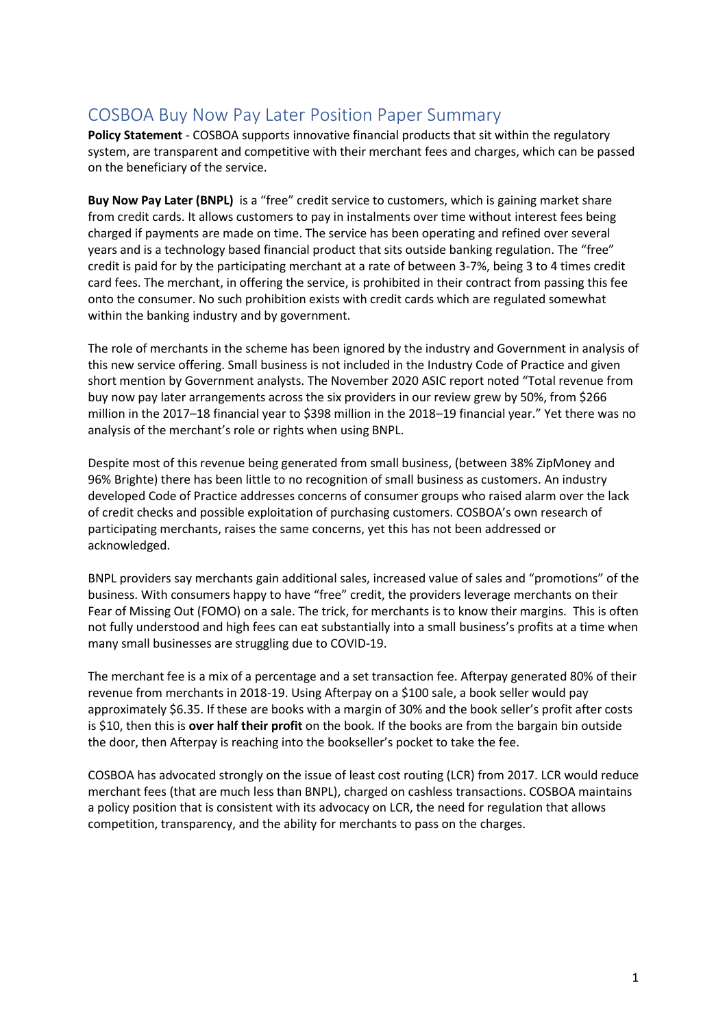# COSBOA Buy Now Pay Later Position Paper Summary

**Policy Statement** - COSBOA supports innovative financial products that sit within the regulatory system, are transparent and competitive with their merchant fees and charges, which can be passed on the beneficiary of the service.

**Buy Now Pay Later (BNPL)** is a "free" credit service to customers, which is gaining market share from credit cards. It allows customers to pay in instalments over time without interest fees being charged if payments are made on time. The service has been operating and refined over several years and is a technology based financial product that sits outside banking regulation. The "free" credit is paid for by the participating merchant at a rate of between 3-7%, being 3 to 4 times credit card fees. The merchant, in offering the service, is prohibited in their contract from passing this fee onto the consumer. No such prohibition exists with credit cards which are regulated somewhat within the banking industry and by government.

The role of merchants in the scheme has been ignored by the industry and Government in analysis of this new service offering. Small business is not included in the Industry Code of Practice and given short mention by Government analysts. The November 2020 ASIC report noted "Total revenue from buy now pay later arrangements across the six providers in our review grew by 50%, from $266 million in the 2017–18 financial year to $398 million in the 2018–19 financial year." Yet there was no analysis of the merchant's role or rights when using BNPL.

Despite most of this revenue being generated from small business, (between 38% ZipMoney and 96% Brighte) there has been little to no recognition of small business as customers. An industry developed Code of Practice addresses concerns of consumer groups who raised alarm over the lack of credit checks and possible exploitation of purchasing customers. COSBOA's own research of participating merchants, raises the same concerns, yet this has not been addressed or acknowledged.

BNPL providers say merchants gain additional sales, increased value of sales and "promotions" of the business. With consumers happy to have "free" credit, the providers leverage merchants on their Fear of Missing Out (FOMO) on a sale. The trick, for merchants is to know their margins. This is often not fully understood and high fees can eat substantially into a small business's profits at a time when many small businesses are struggling due to COVID-19.

The merchant fee is a mix of a percentage and a set transaction fee. Afterpay generated 80% of their revenue from merchants in 2018-19. Using Afterpay on a $100 sale, a book seller would pay approximately $6.35. If these are books with a margin of 30% and the book seller's profit after costs is $10, then this is **over half their profit** on the book. If the books are from the bargain bin outside the door, then Afterpay is reaching into the bookseller's pocket to take the fee.

COSBOA has advocated strongly on the issue of least cost routing (LCR) from 2017. LCR would reduce merchant fees (that are much less than BNPL), charged on cashless transactions. COSBOA maintains a policy position that is consistent with its advocacy on LCR, the need for regulation that allows competition, transparency, and the ability for merchants to pass on the charges.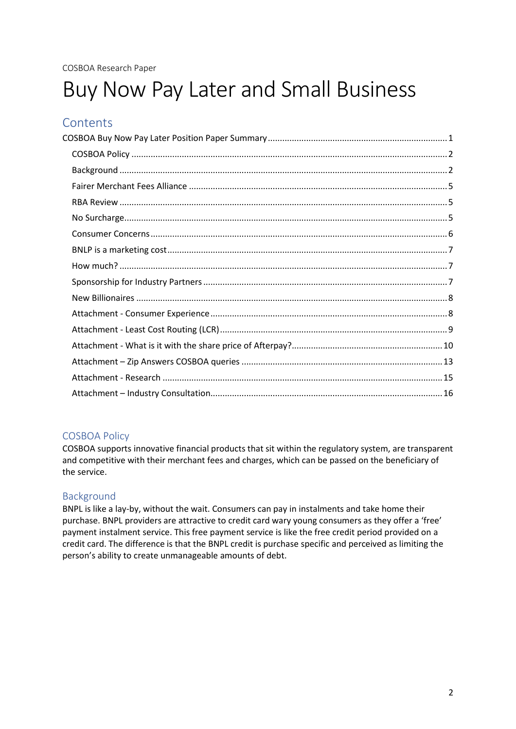COSBOA Research Paper

# Buy Now Pay Later and Small Business

## Contents

- COSBOA Buy Now Pay Later Position Paper Summary ........ 1
  - COSBOA Policy ........ 2
  - Background ........ 2
  - Fairer Merchant Fees Alliance ........ 5
  - RBA Review ........ 5
  - No Surcharge ........ 5
  - Consumer Concerns ........ 6
  - BNLP is a marketing cost ........ 7
  - How much? ........ 7
  - Sponsorship for Industry Partners ........ 7
  - New Billionaires ........ 8
  - Attachment - Consumer Experience ........ 8
  - Attachment - Least Cost Routing (LCR) ........ 9
  - Attachment - What is it with the share price of Afterpay? ........ 10
  - Attachment – Zip Answers COSBOA queries ........ 13
  - Attachment - Research ........ 15
  - Attachment – Industry Consultation ........ 16

## COSBOA Policy

COSBOA supports innovative financial products that sit within the regulatory system, are transparent and competitive with their merchant fees and charges, which can be passed on the beneficiary of the service.

## Background

BNPL is like a lay-by, without the wait. Consumers can pay in instalments and take home their purchase. BNPL providers are attractive to credit card wary young consumers as they offer a 'free' payment instalment service. This free payment service is like the free credit period provided on a credit card. The difference is that the BNPL credit is purchase specific and perceived as limiting the person's ability to create unmanageable amounts of debt.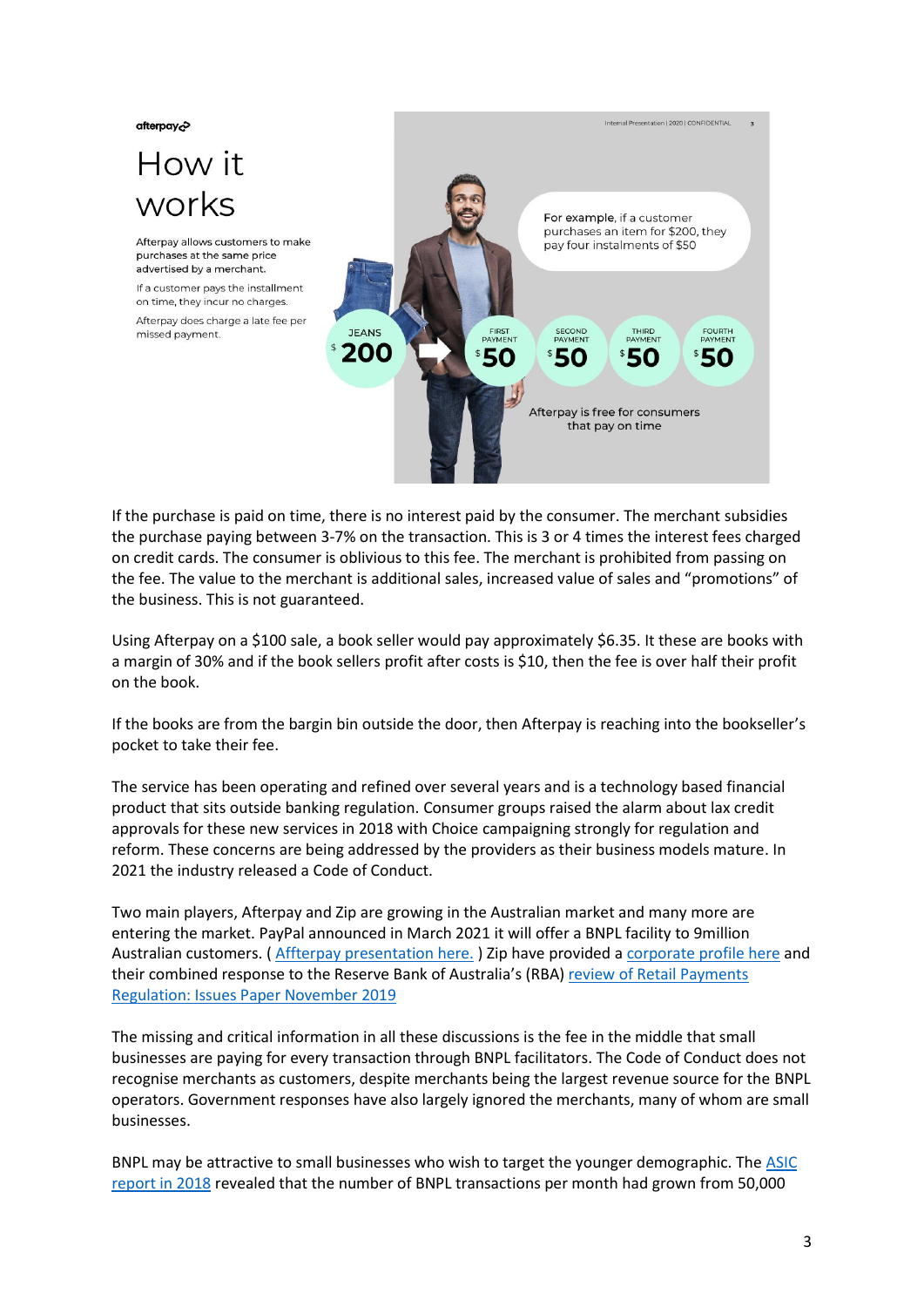afterpay

# How it works

Afterpay allows customers to make purchases at the same price advertised by a merchant.

If a customer pays the installment on time, they incur no charges.

Afterpay does charge a late fee per missed payment.

Internal Presentation | 2020 | CONFIDENTIAL

For example, if a customer purchases an item for $200, they pay four instalments of $50

| JEANS | FIRST PAYMENT | SECOND PAYMENT | THIRD PAYMENT | FOURTH PAYMENT |
|---|---|---|---|---|
| $200 | $50 | $50 | $50 | $50 |

Afterpay is free for consumers that pay on time

If the purchase is paid on time, there is no interest paid by the consumer. The merchant subsidies the purchase paying between 3-7% on the transaction. This is 3 or 4 times the interest fees charged on credit cards. The consumer is oblivious to this fee. The merchant is prohibited from passing on the fee. The value to the merchant is additional sales, increased value of sales and "promotions" of the business. This is not guaranteed.

Using Afterpay on a $100 sale, a book seller would pay approximately $6.35. It these are books with a margin of 30% and if the book sellers profit after costs is $10, then the fee is over half their profit on the book.

If the books are from the bargin bin outside the door, then Afterpay is reaching into the bookseller's pocket to take their fee.

The service has been operating and refined over several years and is a technology based financial product that sits outside banking regulation. Consumer groups raised the alarm about lax credit approvals for these new services in 2018 with Choice campaigning strongly for regulation and reform. These concerns are being addressed by the providers as their business models mature. In 2021 the industry released a Code of Conduct.

Two main players, Afterpay and Zip are growing in the Australian market and many more are entering the market. PayPal announced in March 2021 it will offer a BNPL facility to 9million Australian customers. ( Afterpay presentation here. ) Zip have provided a corporate profile here and their combined response to the Reserve Bank of Australia's (RBA) review of Retail Payments Regulation: Issues Paper November 2019

The missing and critical information in all these discussions is the fee in the middle that small businesses are paying for every transaction through BNPL facilitators. The Code of Conduct does not recognise merchants as customers, despite merchants being the largest revenue source for the BNPL operators. Government responses have also largely ignored the merchants, many of whom are small businesses.

BNPL may be attractive to small businesses who wish to target the younger demographic. The ASIC report in 2018 revealed that the number of BNPL transactions per month had grown from 50,000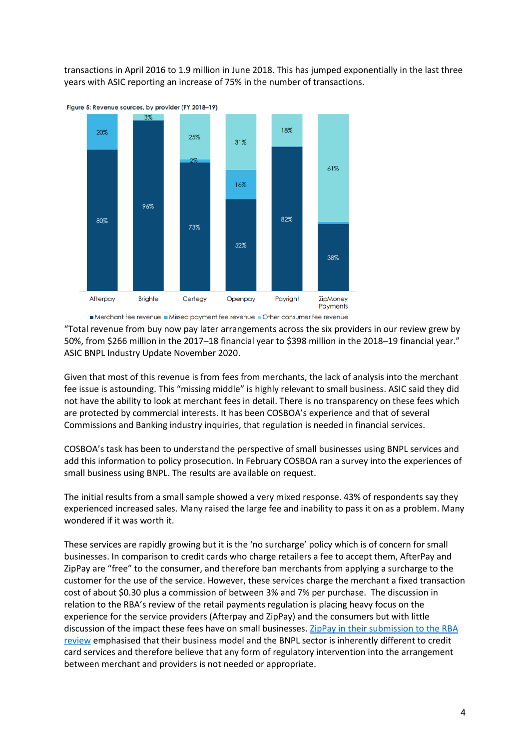transactions in April 2016 to 1.9 million in June 2018. This has jumped exponentially in the last three years with ASIC reporting an increase of 75% in the number of transactions.

**Figure 5: Revenue sources, by provider (FY 2018–19)**

| Provider | Merchant fee revenue | Missed payment fee revenue | Other consumer fee revenue |
|---|---|---|---|
| Afterpay | 80% | 20% | |
| Brighte | 96% | | 3% |
| Certegy | 73% | 2% | 25% |
| Openpay | 52% | 16% | 31% |
| Payright | 82% | | 18% |
| ZipMoney Payments | 38% | | 61% |

"Total revenue from buy now pay later arrangements across the six providers in our review grew by 50%, from $266 million in the 2017–18 financial year to $398 million in the 2018–19 financial year." ASIC BNPL Industry Update November 2020.

Given that most of this revenue is from fees from merchants, the lack of analysis into the merchant fee issue is astounding. This "missing middle" is highly relevant to small business. ASIC said they did not have the ability to look at merchant fees in detail. There is no transparency on these fees which are protected by commercial interests. It has been COSBOA's experience and that of several Commissions and Banking industry inquiries, that regulation is needed in financial services.

COSBOA's task has been to understand the perspective of small businesses using BNPL services and add this information to policy prosecution. In February COSBOA ran a survey into the experiences of small business using BNPL. The results are available on request.

The initial results from a small sample showed a very mixed response. 43% of respondents say they experienced increased sales. Many raised the large fee and inability to pass it on as a problem. Many wondered if it was worth it.

These services are rapidly growing but it is the 'no surcharge' policy which is of concern for small businesses. In comparison to credit cards who charge retailers a fee to accept them, AfterPay and ZipPay are "free" to the consumer, and therefore ban merchants from applying a surcharge to the customer for the use of the service. However, these services charge the merchant a fixed transaction cost of about $0.30 plus a commission of between 3% and 7% per purchase. The discussion in relation to the RBA's review of the retail payments regulation is placing heavy focus on the experience for the service providers (Afterpay and ZipPay) and the consumers but with little discussion of the impact these fees have on small businesses. ZipPay in their submission to the RBA review emphasised that their business model and the BNPL sector is inherently different to credit card services and therefore believe that any form of regulatory intervention into the arrangement between merchant and providers is not needed or appropriate.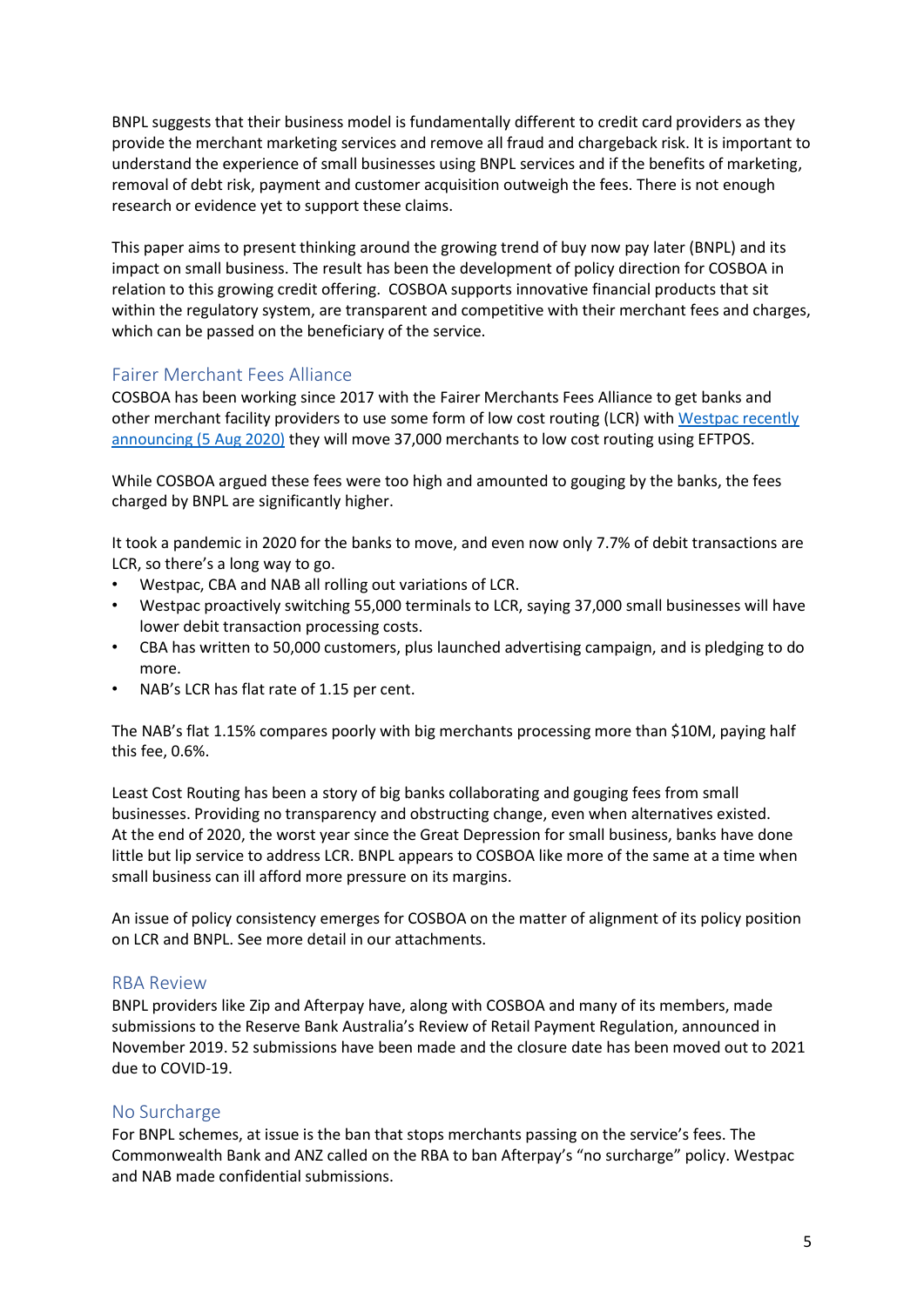BNPL suggests that their business model is fundamentally different to credit card providers as they provide the merchant marketing services and remove all fraud and chargeback risk. It is important to understand the experience of small businesses using BNPL services and if the benefits of marketing, removal of debt risk, payment and customer acquisition outweigh the fees. There is not enough research or evidence yet to support these claims.

This paper aims to present thinking around the growing trend of buy now pay later (BNPL) and its impact on small business. The result has been the development of policy direction for COSBOA in relation to this growing credit offering. COSBOA supports innovative financial products that sit within the regulatory system, are transparent and competitive with their merchant fees and charges, which can be passed on the beneficiary of the service.

## Fairer Merchant Fees Alliance

COSBOA has been working since 2017 with the Fairer Merchants Fees Alliance to get banks and other merchant facility providers to use some form of low cost routing (LCR) with [Westpac recently announcing (5 Aug 2020)]() they will move 37,000 merchants to low cost routing using EFTPOS.

While COSBOA argued these fees were too high and amounted to gouging by the banks, the fees charged by BNPL are significantly higher.

It took a pandemic in 2020 for the banks to move, and even now only 7.7% of debit transactions are LCR, so there's a long way to go.

- Westpac, CBA and NAB all rolling out variations of LCR.
- Westpac proactively switching 55,000 terminals to LCR, saying 37,000 small businesses will have lower debit transaction processing costs.
- CBA has written to 50,000 customers, plus launched advertising campaign, and is pledging to do more.
- NAB's LCR has flat rate of 1.15 per cent.

The NAB's flat 1.15% compares poorly with big merchants processing more than $10M, paying half this fee, 0.6%.

Least Cost Routing has been a story of big banks collaborating and gouging fees from small businesses. Providing no transparency and obstructing change, even when alternatives existed. At the end of 2020, the worst year since the Great Depression for small business, banks have done little but lip service to address LCR. BNPL appears to COSBOA like more of the same at a time when small business can ill afford more pressure on its margins.

An issue of policy consistency emerges for COSBOA on the matter of alignment of its policy position on LCR and BNPL. See more detail in our attachments.

## RBA Review

BNPL providers like Zip and Afterpay have, along with COSBOA and many of its members, made submissions to the Reserve Bank Australia's Review of Retail Payment Regulation, announced in November 2019. 52 submissions have been made and the closure date has been moved out to 2021 due to COVID-19.

## No Surcharge

For BNPL schemes, at issue is the ban that stops merchants passing on the service's fees. The Commonwealth Bank and ANZ called on the RBA to ban Afterpay's "no surcharge" policy. Westpac and NAB made confidential submissions.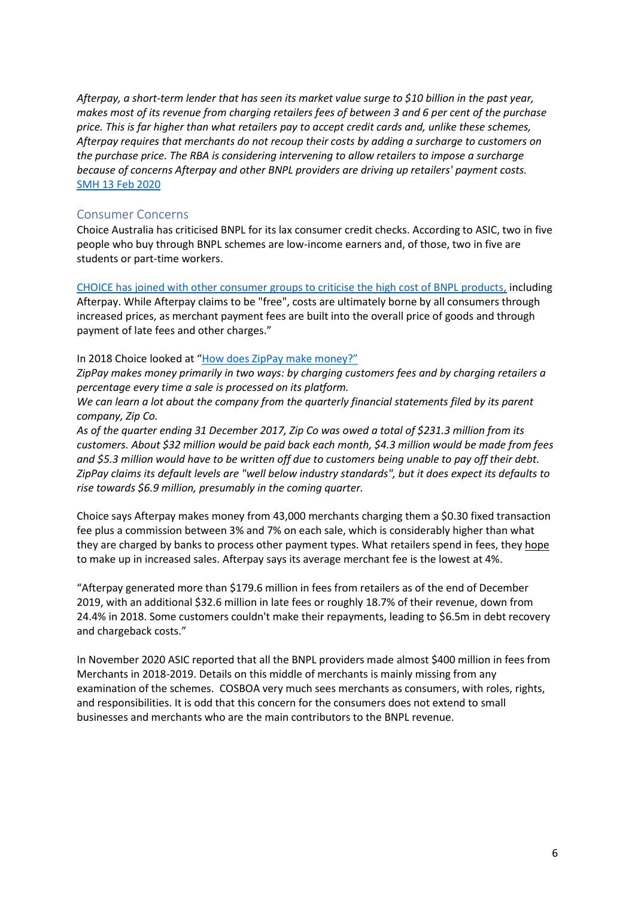*Afterpay, a short-term lender that has seen its market value surge to $10 billion in the past year, makes most of its revenue from charging retailers fees of between 3 and 6 per cent of the purchase price. This is far higher than what retailers pay to accept credit cards and, unlike these schemes, Afterpay requires that merchants do not recoup their costs by adding a surcharge to customers on the purchase price. The RBA is considering intervening to allow retailers to impose a surcharge because of concerns Afterpay and other BNPL providers are driving up retailers' payment costs.* SMH 13 Feb 2020

## Consumer Concerns

Choice Australia has criticised BNPL for its lax consumer credit checks. According to ASIC, two in five people who buy through BNPL schemes are low-income earners and, of those, two in five are students or part-time workers.

CHOICE has joined with other consumer groups to criticise the high cost of BNPL products, including Afterpay. While Afterpay claims to be "free", costs are ultimately borne by all consumers through increased prices, as merchant payment fees are built into the overall price of goods and through payment of late fees and other charges."

In 2018 Choice looked at "How does ZipPay make money?"

*ZipPay makes money primarily in two ways: by charging customers fees and by charging retailers a percentage every time a sale is processed on its platform.*

*We can learn a lot about the company from the quarterly financial statements filed by its parent company, Zip Co.*

*As of the quarter ending 31 December 2017, Zip Co was owed a total of $231.3 million from its customers. About $32 million would be paid back each month, $4.3 million would be made from fees and $5.3 million would have to be written off due to customers being unable to pay off their debt. ZipPay claims its default levels are "well below industry standards", but it does expect its defaults to rise towards $6.9 million, presumably in the coming quarter.*

Choice says Afterpay makes money from 43,000 merchants charging them a $0.30 fixed transaction fee plus a commission between 3% and 7% on each sale, which is considerably higher than what they are charged by banks to process other payment types. What retailers spend in fees, they hope to make up in increased sales. Afterpay says its average merchant fee is the lowest at 4%.

"Afterpay generated more than $179.6 million in fees from retailers as of the end of December 2019, with an additional $32.6 million in late fees or roughly 18.7% of their revenue, down from 24.4% in 2018. Some customers couldn't make their repayments, leading to $6.5m in debt recovery and chargeback costs."

In November 2020 ASIC reported that all the BNPL providers made almost $400 million in fees from Merchants in 2018-2019. Details on this middle of merchants is mainly missing from any examination of the schemes. COSBOA very much sees merchants as consumers, with roles, rights, and responsibilities. It is odd that this concern for the consumers does not extend to small businesses and merchants who are the main contributors to the BNPL revenue.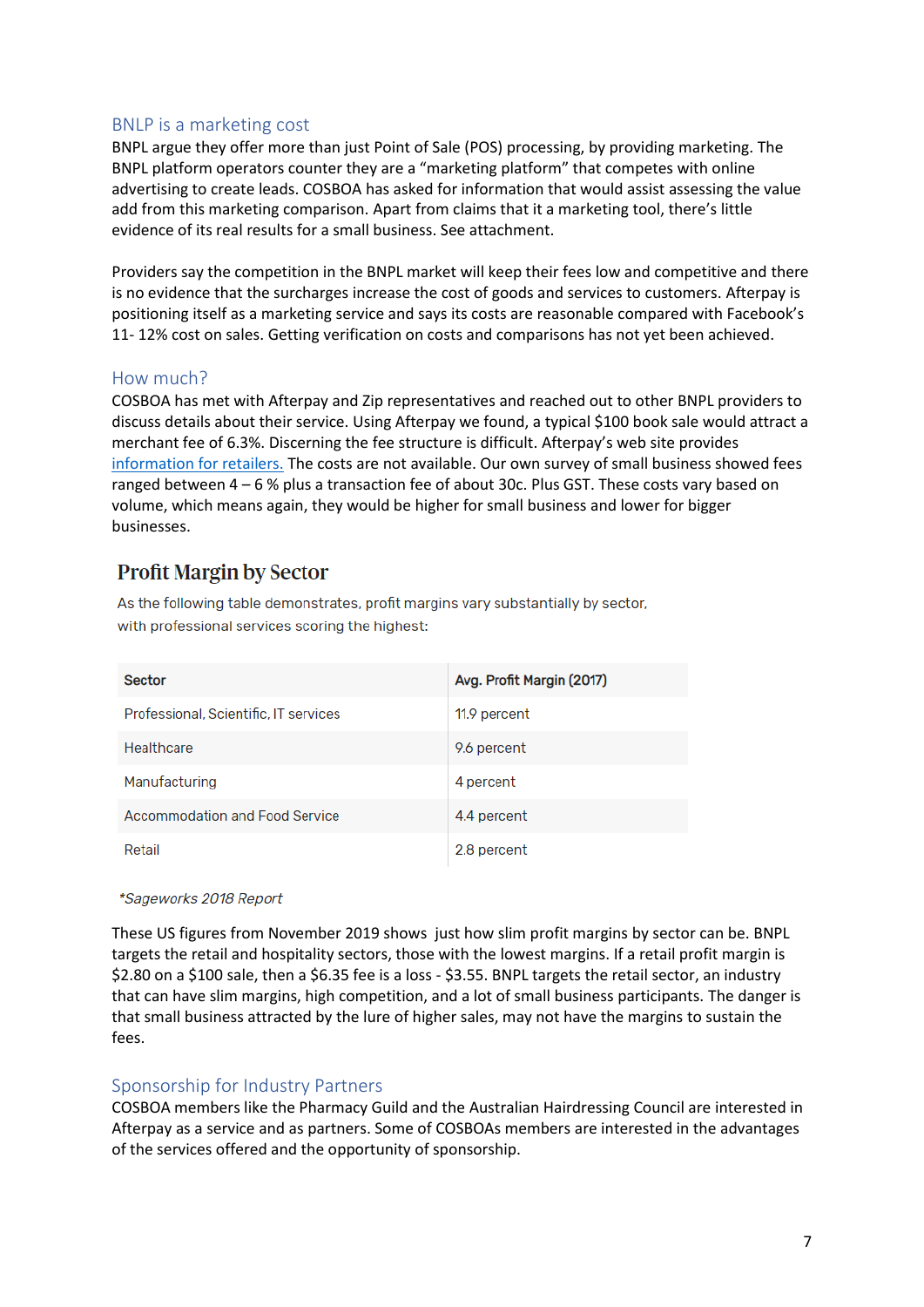## BNLP is a marketing cost

BNPL argue they offer more than just Point of Sale (POS) processing, by providing marketing. The BNPL platform operators counter they are a "marketing platform" that competes with online advertising to create leads. COSBOA has asked for information that would assist assessing the value add from this marketing comparison. Apart from claims that it a marketing tool, there's little evidence of its real results for a small business. See attachment.

Providers say the competition in the BNPL market will keep their fees low and competitive and there is no evidence that the surcharges increase the cost of goods and services to customers. Afterpay is positioning itself as a marketing service and says its costs are reasonable compared with Facebook's 11- 12% cost on sales. Getting verification on costs and comparisons has not yet been achieved.

## How much?

COSBOA has met with Afterpay and Zip representatives and reached out to other BNPL providers to discuss details about their service. Using Afterpay we found, a typical $100 book sale would attract a merchant fee of 6.3%. Discerning the fee structure is difficult. Afterpay's web site provides information for retailers. The costs are not available. Our own survey of small business showed fees ranged between 4 – 6 % plus a transaction fee of about 30c. Plus GST. These costs vary based on volume, which means again, they would be higher for small business and lower for bigger businesses.

### Profit Margin by Sector

As the following table demonstrates, profit margins vary substantially by sector, with professional services scoring the highest:

| Sector | Avg. Profit Margin (2017) |
|---|---|
| Professional, Scientific, IT services | 11.9 percent |
| Healthcare | 9.6 percent |
| Manufacturing | 4 percent |
| Accommodation and Food Service | 4.4 percent |
| Retail | 2.8 percent |

*\*Sageworks 2018 Report*

These US figures from November 2019 shows just how slim profit margins by sector can be. BNPL targets the retail and hospitality sectors, those with the lowest margins. If a retail profit margin is $2.80 on a $100 sale, then a $6.35 fee is a loss - $3.55. BNPL targets the retail sector, an industry that can have slim margins, high competition, and a lot of small business participants. The danger is that small business attracted by the lure of higher sales, may not have the margins to sustain the fees.

## Sponsorship for Industry Partners

COSBOA members like the Pharmacy Guild and the Australian Hairdressing Council are interested in Afterpay as a service and as partners. Some of COSBOAs members are interested in the advantages of the services offered and the opportunity of sponsorship.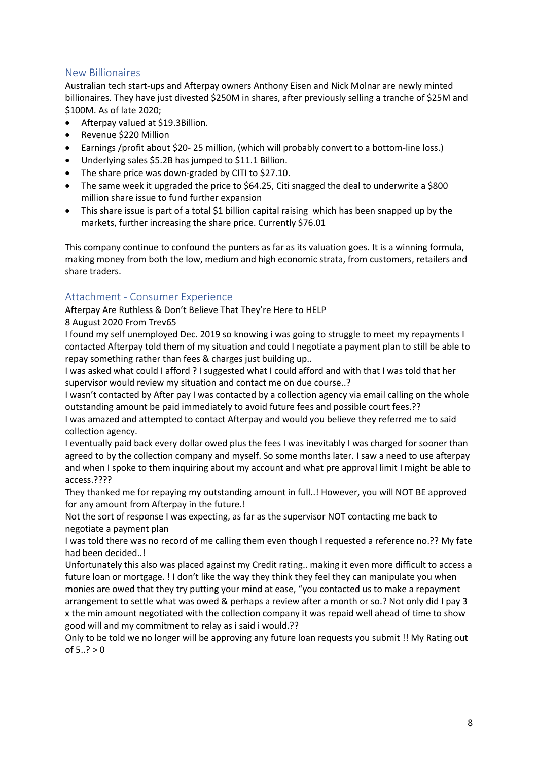## New Billionaires

Australian tech start-ups and Afterpay owners Anthony Eisen and Nick Molnar are newly minted billionaires. They have just divested $250M in shares, after previously selling a tranche of $25M and $100M. As of late 2020;

- Afterpay valued at $19.3Billion.
- Revenue $220 Million
- Earnings /profit about $20- 25 million, (which will probably convert to a bottom-line loss.)
- Underlying sales $5.2B has jumped to $11.1 Billion.
- The share price was down-graded by CITI to $27.10.
- The same week it upgraded the price to $64.25, Citi snagged the deal to underwrite a $800 million share issue to fund further expansion
- This share issue is part of a total $1 billion capital raising which has been snapped up by the markets, further increasing the share price. Currently $76.01

This company continue to confound the punters as far as its valuation goes. It is a winning formula, making money from both the low, medium and high economic strata, from customers, retailers and share traders.

## Attachment - Consumer Experience

Afterpay Are Ruthless & Don't Believe That They're Here to HELP

8 August 2020 From Trev65

I found my self unemployed Dec. 2019 so knowing i was going to struggle to meet my repayments I contacted Afterpay told them of my situation and could I negotiate a payment plan to still be able to repay something rather than fees & charges just building up..

I was asked what could I afford ? I suggested what I could afford and with that I was told that her supervisor would review my situation and contact me on due course..?

I wasn't contacted by After pay I was contacted by a collection agency via email calling on the whole outstanding amount be paid immediately to avoid future fees and possible court fees.??

I was amazed and attempted to contact Afterpay and would you believe they referred me to said collection agency.

I eventually paid back every dollar owed plus the fees I was inevitably I was charged for sooner than agreed to by the collection company and myself. So some months later. I saw a need to use afterpay and when I spoke to them inquiring about my account and what pre approval limit I might be able to access.????

They thanked me for repaying my outstanding amount in full..! However, you will NOT BE approved for any amount from Afterpay in the future.!

Not the sort of response I was expecting, as far as the supervisor NOT contacting me back to negotiate a payment plan

I was told there was no record of me calling them even though I requested a reference no.?? My fate had been decided..!

Unfortunately this also was placed against my Credit rating.. making it even more difficult to access a future loan or mortgage. ! I don't like the way they think they feel they can manipulate you when monies are owed that they try putting your mind at ease, "you contacted us to make a repayment arrangement to settle what was owed & perhaps a review after a month or so.? Not only did I pay 3 x the min amount negotiated with the collection company it was repaid well ahead of time to show good will and my commitment to relay as i said i would.??

Only to be told we no longer will be approving any future loan requests you submit !! My Rating out of 5..? > 0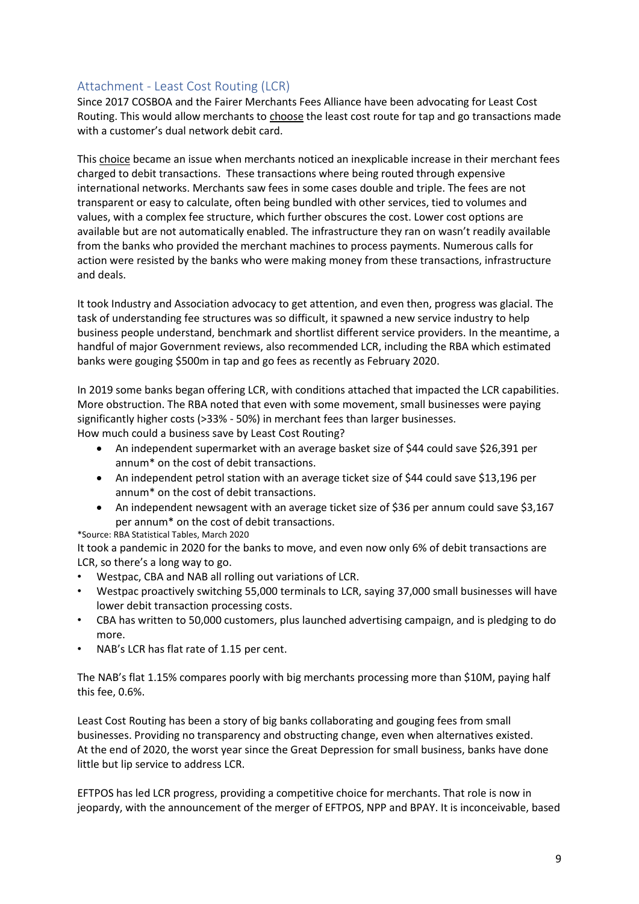## Attachment - Least Cost Routing (LCR)

Since 2017 COSBOA and the Fairer Merchants Fees Alliance have been advocating for Least Cost Routing. This would allow merchants to choose the least cost route for tap and go transactions made with a customer's dual network debit card.

This choice became an issue when merchants noticed an inexplicable increase in their merchant fees charged to debit transactions. These transactions where being routed through expensive international networks. Merchants saw fees in some cases double and triple. The fees are not transparent or easy to calculate, often being bundled with other services, tied to volumes and values, with a complex fee structure, which further obscures the cost. Lower cost options are available but are not automatically enabled. The infrastructure they ran on wasn't readily available from the banks who provided the merchant machines to process payments. Numerous calls for action were resisted by the banks who were making money from these transactions, infrastructure and deals.

It took Industry and Association advocacy to get attention, and even then, progress was glacial. The task of understanding fee structures was so difficult, it spawned a new service industry to help business people understand, benchmark and shortlist different service providers. In the meantime, a handful of major Government reviews, also recommended LCR, including the RBA which estimated banks were gouging $500m in tap and go fees as recently as February 2020.

In 2019 some banks began offering LCR, with conditions attached that impacted the LCR capabilities. More obstruction. The RBA noted that even with some movement, small businesses were paying significantly higher costs (>33% - 50%) in merchant fees than larger businesses.
How much could a business save by Least Cost Routing?

- An independent supermarket with an average basket size of $44 could save $26,391 per annum* on the cost of debit transactions.
- An independent petrol station with an average ticket size of $44 could save $13,196 per annum* on the cost of debit transactions.
- An independent newsagent with an average ticket size of $36 per annum could save $3,167 per annum* on the cost of debit transactions.

*Source: RBA Statistical Tables, March 2020

It took a pandemic in 2020 for the banks to move, and even now only 6% of debit transactions are LCR, so there's a long way to go.

- Westpac, CBA and NAB all rolling out variations of LCR.
- Westpac proactively switching 55,000 terminals to LCR, saying 37,000 small businesses will have lower debit transaction processing costs.
- CBA has written to 50,000 customers, plus launched advertising campaign, and is pledging to do more.
- NAB's LCR has flat rate of 1.15 per cent.

The NAB's flat 1.15% compares poorly with big merchants processing more than $10M, paying half this fee, 0.6%.

Least Cost Routing has been a story of big banks collaborating and gouging fees from small businesses. Providing no transparency and obstructing change, even when alternatives existed.
At the end of 2020, the worst year since the Great Depression for small business, banks have done little but lip service to address LCR.

EFTPOS has led LCR progress, providing a competitive choice for merchants. That role is now in jeopardy, with the announcement of the merger of EFTPOS, NPP and BPAY. It is inconceivable, based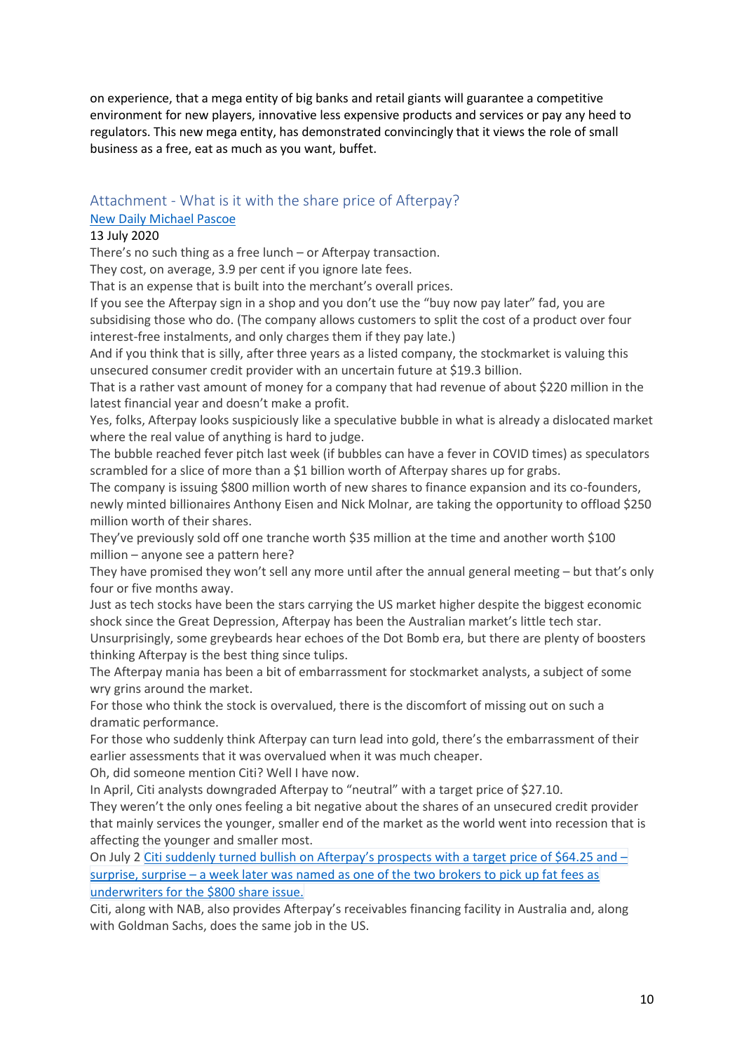on experience, that a mega entity of big banks and retail giants will guarantee a competitive environment for new players, innovative less expensive products and services or pay any heed to regulators. This new mega entity, has demonstrated convincingly that it views the role of small business as a free, eat as much as you want, buffet.

## Attachment - What is it with the share price of Afterpay?

[New Daily Michael Pascoe]

13 July 2020

There's no such thing as a free lunch – or Afterpay transaction.

They cost, on average, 3.9 per cent if you ignore late fees.

That is an expense that is built into the merchant's overall prices.

If you see the Afterpay sign in a shop and you don't use the "buy now pay later" fad, you are subsidising those who do. (The company allows customers to split the cost of a product over four interest-free instalments, and only charges them if they pay late.)

And if you think that is silly, after three years as a listed company, the stockmarket is valuing this unsecured consumer credit provider with an uncertain future at $19.3 billion.

That is a rather vast amount of money for a company that had revenue of about $220 million in the latest financial year and doesn't make a profit.

Yes, folks, Afterpay looks suspiciously like a speculative bubble in what is already a dislocated market where the real value of anything is hard to judge.

The bubble reached fever pitch last week (if bubbles can have a fever in COVID times) as speculators scrambled for a slice of more than a $1 billion worth of Afterpay shares up for grabs.

The company is issuing $800 million worth of new shares to finance expansion and its co-founders, newly minted billionaires Anthony Eisen and Nick Molnar, are taking the opportunity to offload $250 million worth of their shares.

They've previously sold off one tranche worth $35 million at the time and another worth $100 million – anyone see a pattern here?

They have promised they won't sell any more until after the annual general meeting – but that's only four or five months away.

Just as tech stocks have been the stars carrying the US market higher despite the biggest economic shock since the Great Depression, Afterpay has been the Australian market's little tech star.

Unsurprisingly, some greybeards hear echoes of the Dot Bomb era, but there are plenty of boosters thinking Afterpay is the best thing since tulips.

The Afterpay mania has been a bit of embarrassment for stockmarket analysts, a subject of some wry grins around the market.

For those who think the stock is overvalued, there is the discomfort of missing out on such a dramatic performance.

For those who suddenly think Afterpay can turn lead into gold, there's the embarrassment of their earlier assessments that it was overvalued when it was much cheaper.

Oh, did someone mention Citi? Well I have now.

In April, Citi analysts downgraded Afterpay to "neutral" with a target price of $27.10.

They weren't the only ones feeling a bit negative about the shares of an unsecured credit provider that mainly services the younger, smaller end of the market as the world went into recession that is affecting the younger and smaller most.

On July 2 [Citi suddenly turned bullish on Afterpay's prospects with a target price of $64.25 and – surprise, surprise – a week later was named as one of the two brokers to pick up fat fees as underwriters for the $800 share issue.]

Citi, along with NAB, also provides Afterpay's receivables financing facility in Australia and, along with Goldman Sachs, does the same job in the US.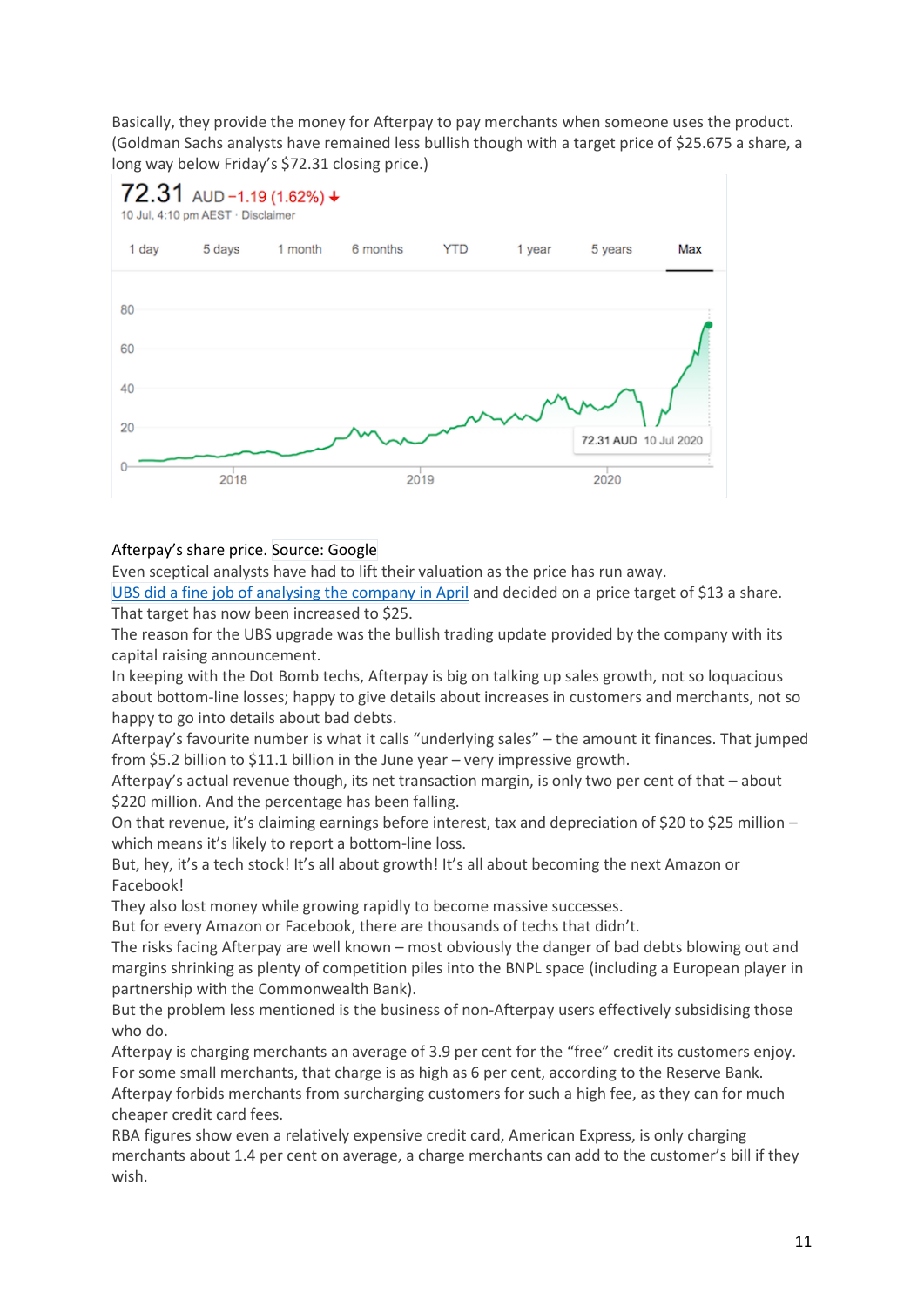Basically, they provide the money for Afterpay to pay merchants when someone uses the product. (Goldman Sachs analysts have remained less bullish though with a target price of $25.675 a share, a long way below Friday's $72.31 closing price.)

Afterpay's share price. Source: Google

Even sceptical analysts have had to lift their valuation as the price has run away.

UBS did a fine job of analysing the company in April and decided on a price target of $13 a share. That target has now been increased to $25.

The reason for the UBS upgrade was the bullish trading update provided by the company with its capital raising announcement.

In keeping with the Dot Bomb techs, Afterpay is big on talking up sales growth, not so loquacious about bottom-line losses; happy to give details about increases in customers and merchants, not so happy to go into details about bad debts.

Afterpay's favourite number is what it calls "underlying sales" – the amount it finances. That jumped from $5.2 billion to $11.1 billion in the June year – very impressive growth.

Afterpay's actual revenue though, its net transaction margin, is only two per cent of that – about $220 million. And the percentage has been falling.

On that revenue, it's claiming earnings before interest, tax and depreciation of $20 to $25 million – which means it's likely to report a bottom-line loss.

But, hey, it's a tech stock! It's all about growth! It's all about becoming the next Amazon or Facebook!

They also lost money while growing rapidly to become massive successes.

But for every Amazon or Facebook, there are thousands of techs that didn't.

The risks facing Afterpay are well known – most obviously the danger of bad debts blowing out and margins shrinking as plenty of competition piles into the BNPL space (including a European player in partnership with the Commonwealth Bank).

But the problem less mentioned is the business of non-Afterpay users effectively subsidising those who do.

Afterpay is charging merchants an average of 3.9 per cent for the "free" credit its customers enjoy. For some small merchants, that charge is as high as 6 per cent, according to the Reserve Bank.

Afterpay forbids merchants from surcharging customers for such a high fee, as they can for much cheaper credit card fees.

RBA figures show even a relatively expensive credit card, American Express, is only charging merchants about 1.4 per cent on average, a charge merchants can add to the customer's bill if they wish.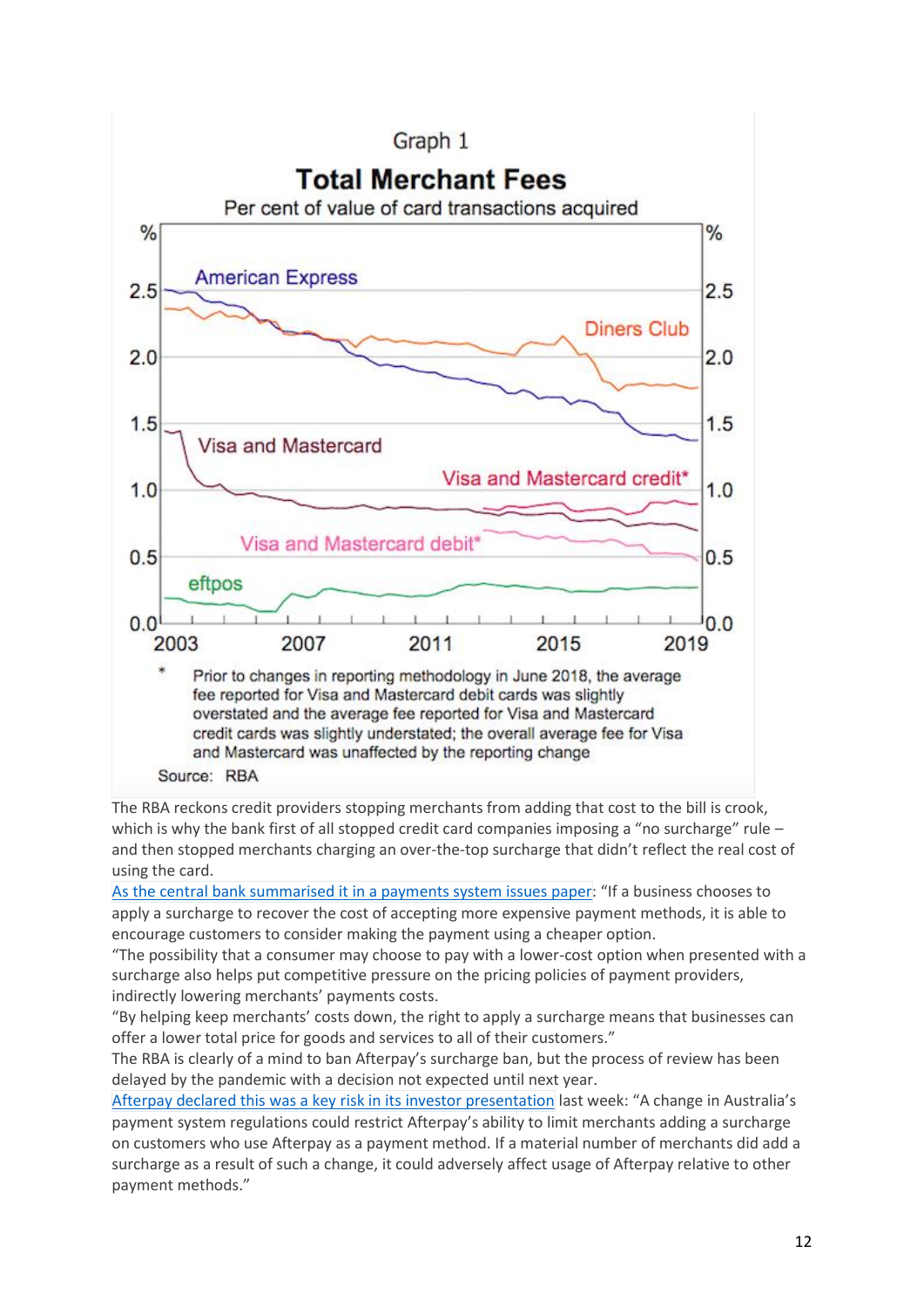Graph 1

**Total Merchant Fees**

Per cent of value of card transactions acquired

\* Prior to changes in reporting methodology in June 2018, the average fee reported for Visa and Mastercard debit cards was slightly overstated and the average fee reported for Visa and Mastercard credit cards was slightly understated; the overall average fee for Visa and Mastercard was unaffected by the reporting change

Source: RBA

The RBA reckons credit providers stopping merchants from adding that cost to the bill is crook, which is why the bank first of all stopped credit card companies imposing a "no surcharge" rule – and then stopped merchants charging an over-the-top surcharge that didn't reflect the real cost of using the card.

As the central bank summarised it in a payments system issues paper: "If a business chooses to apply a surcharge to recover the cost of accepting more expensive payment methods, it is able to encourage customers to consider making the payment using a cheaper option.

"The possibility that a consumer may choose to pay with a lower-cost option when presented with a surcharge also helps put competitive pressure on the pricing policies of payment providers, indirectly lowering merchants' payments costs.

"By helping keep merchants' costs down, the right to apply a surcharge means that businesses can offer a lower total price for goods and services to all of their customers."

The RBA is clearly of a mind to ban Afterpay's surcharge ban, but the process of review has been delayed by the pandemic with a decision not expected until next year.

Afterpay declared this was a key risk in its investor presentation last week: "A change in Australia's payment system regulations could restrict Afterpay's ability to limit merchants adding a surcharge on customers who use Afterpay as a payment method. If a material number of merchants did add a surcharge as a result of such a change, it could adversely affect usage of Afterpay relative to other payment methods."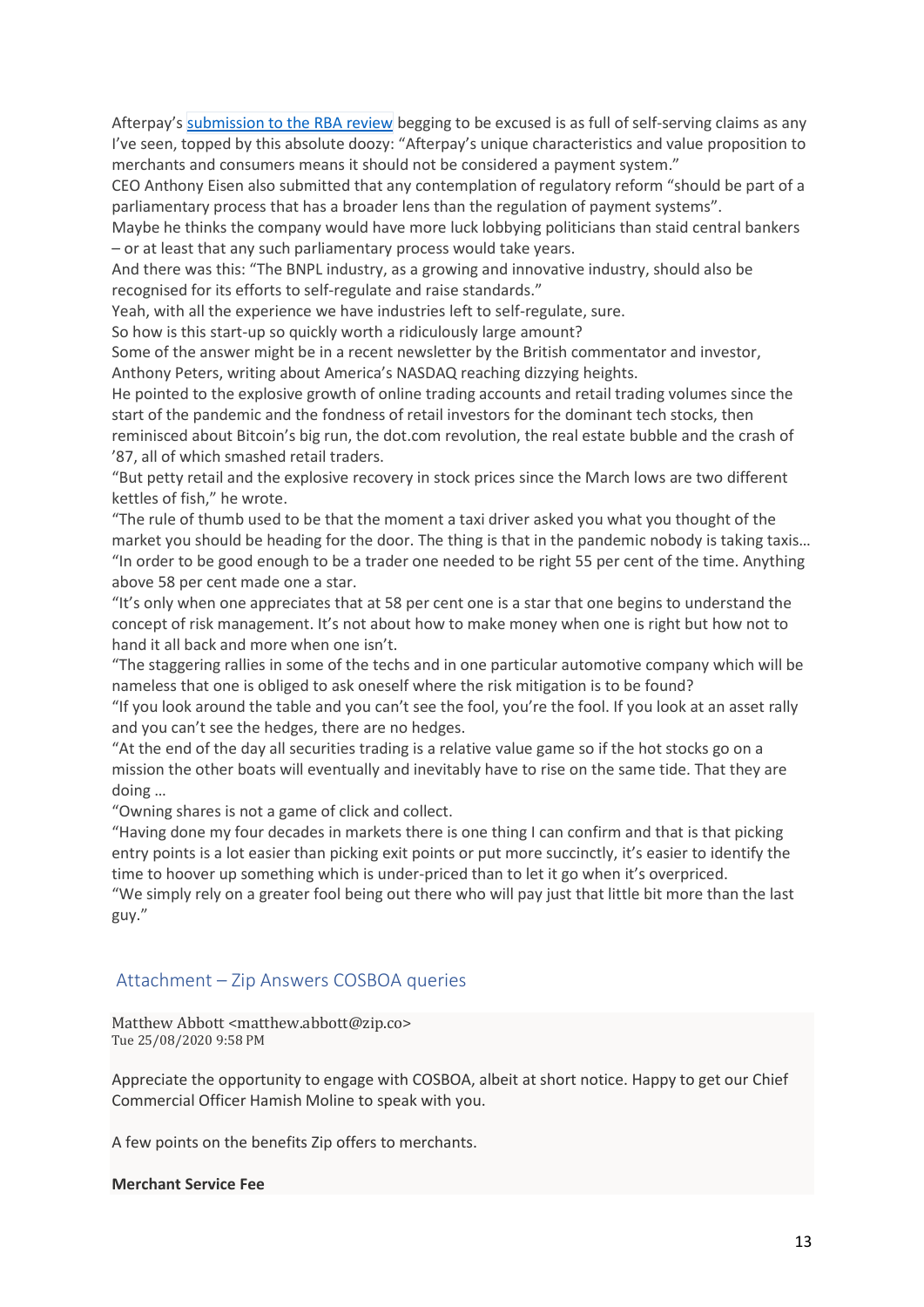Afterpay's [submission to the RBA review]() begging to be excused is as full of self-serving claims as any I've seen, topped by this absolute doozy: "Afterpay's unique characteristics and value proposition to merchants and consumers means it should not be considered a payment system."

CEO Anthony Eisen also submitted that any contemplation of regulatory reform "should be part of a parliamentary process that has a broader lens than the regulation of payment systems".

Maybe he thinks the company would have more luck lobbying politicians than staid central bankers – or at least that any such parliamentary process would take years.

And there was this: "The BNPL industry, as a growing and innovative industry, should also be recognised for its efforts to self-regulate and raise standards."

Yeah, with all the experience we have industries left to self-regulate, sure.

So how is this start-up so quickly worth a ridiculously large amount?

Some of the answer might be in a recent newsletter by the British commentator and investor, Anthony Peters, writing about America's NASDAQ reaching dizzying heights.

He pointed to the explosive growth of online trading accounts and retail trading volumes since the start of the pandemic and the fondness of retail investors for the dominant tech stocks, then reminisced about Bitcoin's big run, the dot.com revolution, the real estate bubble and the crash of '87, all of which smashed retail traders.

"But petty retail and the explosive recovery in stock prices since the March lows are two different kettles of fish," he wrote.

"The rule of thumb used to be that the moment a taxi driver asked you what you thought of the market you should be heading for the door. The thing is that in the pandemic nobody is taking taxis…

"In order to be good enough to be a trader one needed to be right 55 per cent of the time. Anything above 58 per cent made one a star.

"It's only when one appreciates that at 58 per cent one is a star that one begins to understand the concept of risk management. It's not about how to make money when one is right but how not to hand it all back and more when one isn't.

"The staggering rallies in some of the techs and in one particular automotive company which will be nameless that one is obliged to ask oneself where the risk mitigation is to be found?

"If you look around the table and you can't see the fool, you're the fool. If you look at an asset rally and you can't see the hedges, there are no hedges.

"At the end of the day all securities trading is a relative value game so if the hot stocks go on a mission the other boats will eventually and inevitably have to rise on the same tide. That they are doing …

"Owning shares is not a game of click and collect.

"Having done my four decades in markets there is one thing I can confirm and that is that picking entry points is a lot easier than picking exit points or put more succinctly, it's easier to identify the time to hoover up something which is under-priced than to let it go when it's overpriced.

"We simply rely on a greater fool being out there who will pay just that little bit more than the last guy."

## Attachment – Zip Answers COSBOA queries

Matthew Abbott <matthew.abbott@zip.co>
Tue 25/08/2020 9:58 PM

Appreciate the opportunity to engage with COSBOA, albeit at short notice. Happy to get our Chief Commercial Officer Hamish Moline to speak with you.

A few points on the benefits Zip offers to merchants.

**Merchant Service Fee**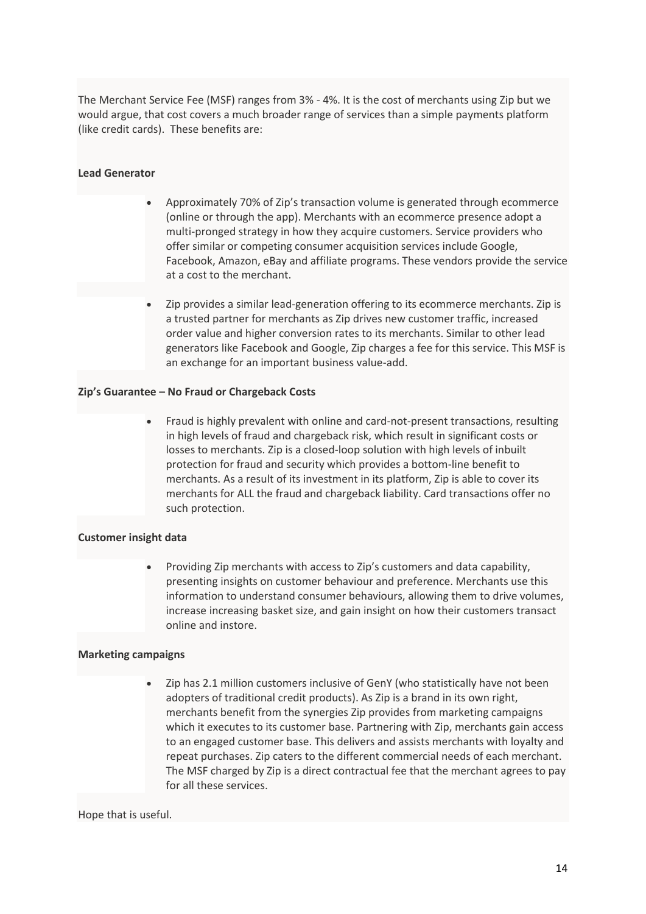The Merchant Service Fee (MSF) ranges from 3% - 4%. It is the cost of merchants using Zip but we would argue, that cost covers a much broader range of services than a simple payments platform (like credit cards). These benefits are:

**Lead Generator**

- Approximately 70% of Zip's transaction volume is generated through ecommerce (online or through the app). Merchants with an ecommerce presence adopt a multi-pronged strategy in how they acquire customers. Service providers who offer similar or competing consumer acquisition services include Google, Facebook, Amazon, eBay and affiliate programs. These vendors provide the service at a cost to the merchant.
- Zip provides a similar lead-generation offering to its ecommerce merchants. Zip is a trusted partner for merchants as Zip drives new customer traffic, increased order value and higher conversion rates to its merchants. Similar to other lead generators like Facebook and Google, Zip charges a fee for this service. This MSF is an exchange for an important business value-add.

**Zip's Guarantee – No Fraud or Chargeback Costs**

- Fraud is highly prevalent with online and card-not-present transactions, resulting in high levels of fraud and chargeback risk, which result in significant costs or losses to merchants. Zip is a closed-loop solution with high levels of inbuilt protection for fraud and security which provides a bottom-line benefit to merchants. As a result of its investment in its platform, Zip is able to cover its merchants for ALL the fraud and chargeback liability. Card transactions offer no such protection.

**Customer insight data**

- Providing Zip merchants with access to Zip's customers and data capability, presenting insights on customer behaviour and preference. Merchants use this information to understand consumer behaviours, allowing them to drive volumes, increase increasing basket size, and gain insight on how their customers transact online and instore.

**Marketing campaigns**

- Zip has 2.1 million customers inclusive of GenY (who statistically have not been adopters of traditional credit products). As Zip is a brand in its own right, merchants benefit from the synergies Zip provides from marketing campaigns which it executes to its customer base. Partnering with Zip, merchants gain access to an engaged customer base. This delivers and assists merchants with loyalty and repeat purchases. Zip caters to the different commercial needs of each merchant. The MSF charged by Zip is a direct contractual fee that the merchant agrees to pay for all these services.

Hope that is useful.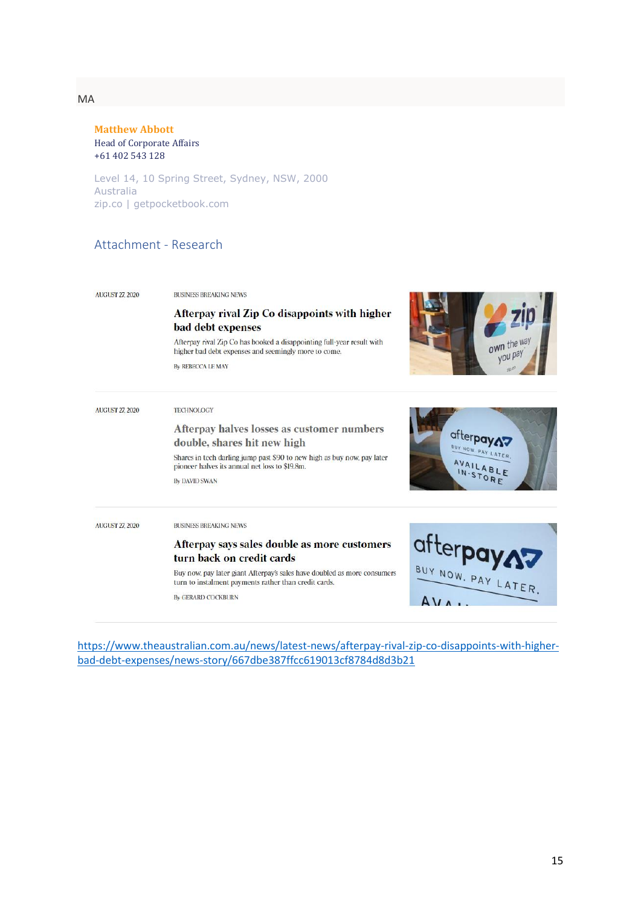MA

**Matthew Abbott**
Head of Corporate Affairs
+61 402 543 128

Level 14, 10 Spring Street, Sydney, NSW, 2000
Australia
zip.co | getpocketbook.com

## Attachment - Research

AUGUST 27, 2020

BUSINESS BREAKING NEWS

**Afterpay rival Zip Co disappoints with higher bad debt expenses**

Afterpay rival Zip Co has booked a disappointing full-year result with higher bad debt expenses and seemingly more to come.

By REBECCA LE MAY

---

AUGUST 27, 2020

TECHNOLOGY

**Afterpay halves losses as customer numbers double, shares hit new high**

Shares in tech darling jump past $90 to new high as buy now, pay later pioneer halves its annual net loss to $19.8m.

By DAVID SWAN

---

AUGUST 27, 2020

BUSINESS BREAKING NEWS

**Afterpay says sales double as more customers turn back on credit cards**

Buy now, pay later giant Afterpay's sales have doubled as more consumers turn to instalment payments rather than credit cards.

By GERARD COCKBURN

---

https://www.theaustralian.com.au/news/latest-news/afterpay-rival-zip-co-disappoints-with-higher-bad-debt-expenses/news-story/667dbe387ffcc619013cf8784d8d3b21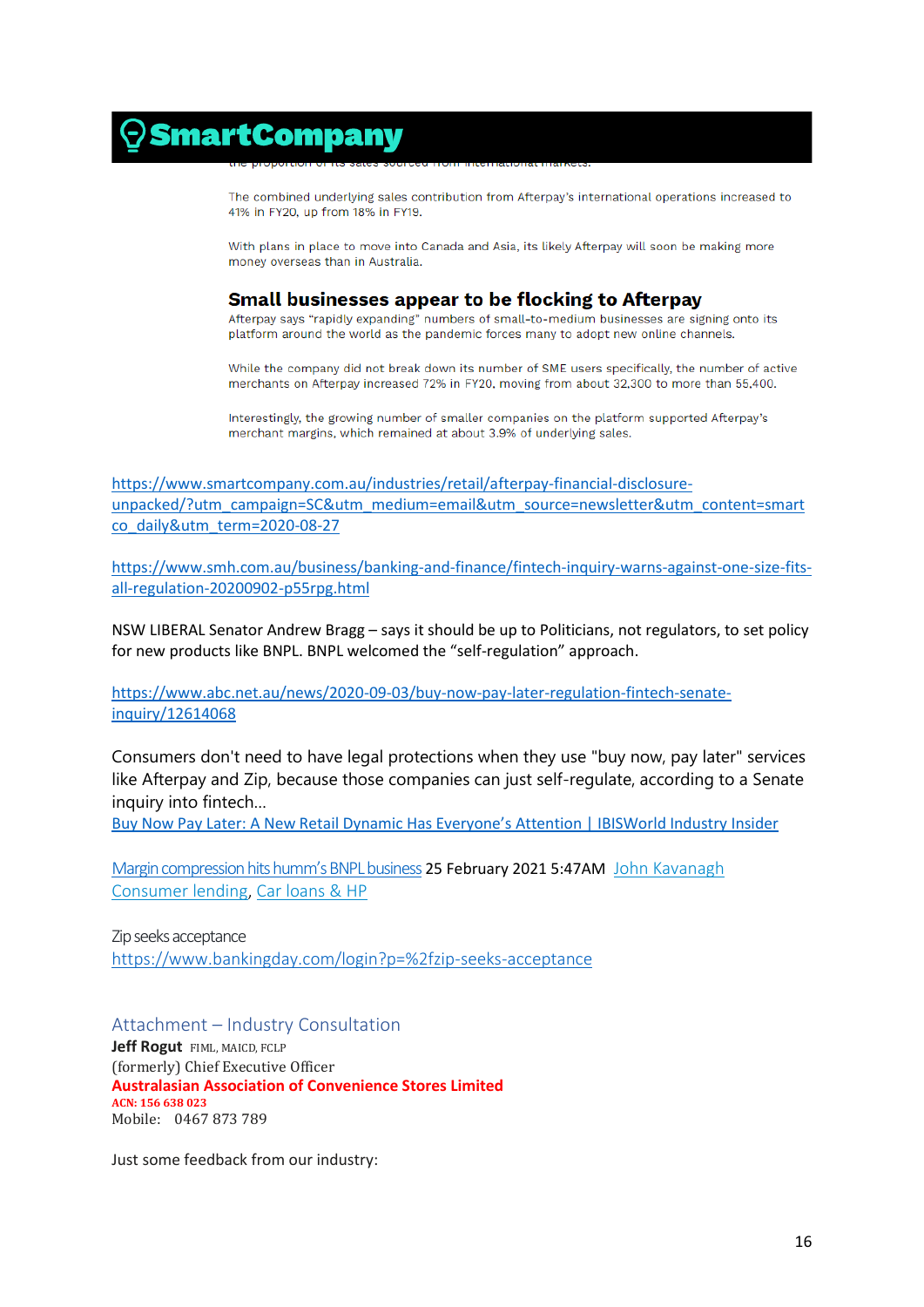SmartCompany

The combined underlying sales contribution from Afterpay's international operations increased to 41% in FY20, up from 18% in FY19.

With plans in place to move into Canada and Asia, its likely Afterpay will soon be making more money overseas than in Australia.

### Small businesses appear to be flocking to Afterpay

Afterpay says "rapidly expanding" numbers of small-to-medium businesses are signing onto its platform around the world as the pandemic forces many to adopt new online channels.

While the company did not break down its number of SME users specifically, the number of active merchants on Afterpay increased 72% in FY20, moving from about 32,300 to more than 55,400.

Interestingly, the growing number of smaller companies on the platform supported Afterpay's merchant margins, which remained at about 3.9% of underlying sales.

https://www.smartcompany.com.au/industries/retail/afterpay-financial-disclosure-unpacked/?utm_campaign=SC&utm_medium=email&utm_source=newsletter&utm_content=smartco_daily&utm_term=2020-08-27

https://www.smh.com.au/business/banking-and-finance/fintech-inquiry-warns-against-one-size-fits-all-regulation-20200902-p55rpg.html

NSW LIBERAL Senator Andrew Bragg – says it should be up to Politicians, not regulators, to set policy for new products like BNPL. BNPL welcomed the "self-regulation" approach.

https://www.abc.net.au/news/2020-09-03/buy-now-pay-later-regulation-fintech-senate-inquiry/12614068

Consumers don't need to have legal protections when they use "buy now, pay later" services like Afterpay and Zip, because those companies can just self-regulate, according to a Senate inquiry into fintech...

Buy Now Pay Later: A New Retail Dynamic Has Everyone's Attention | IBISWorld Industry Insider

Margin compression hits humm's BNPL business 25 February 2021 5:47AM John Kavanagh
Consumer lending, Car loans & HP

Zip seeks acceptance
https://www.bankingday.com/login?p=%2fzip-seeks-acceptance

## Attachment – Industry Consultation

**Jeff Rogut** FIML, MAICD, FCLP
(formerly) Chief Executive Officer
**Australasian Association of Convenience Stores Limited**
**ACN: 156 638 023**
Mobile: 0467 873 789

Just some feedback from our industry: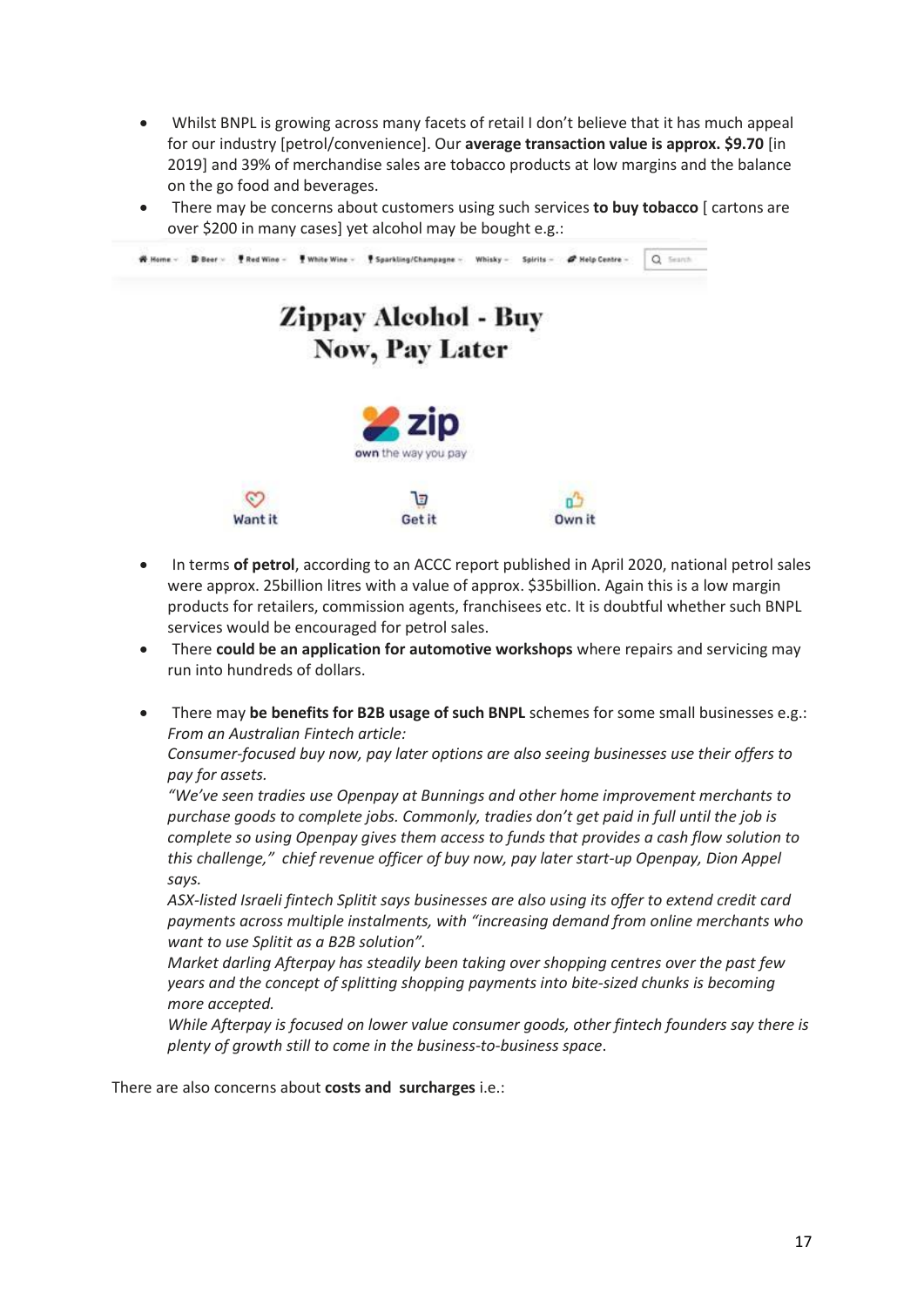- Whilst BNPL is growing across many facets of retail I don't believe that it has much appeal for our industry [petrol/convenience]. Our **average transaction value is approx. $9.70** [in 2019] and 39% of merchandise sales are tobacco products at low margins and the balance on the go food and beverages.
- There may be concerns about customers using such services **to buy tobacco** [ cartons are over $200 in many cases] yet alcohol may be bought e.g.:

Home | Beer | Red Wine | White Wine | Sparkling/Champagne | Whisky | Spirits | Help Centre | Search

**Zippay Alcohol - Buy Now, Pay Later**

zip
own the way you pay

Want it | Get it | Own it

- In terms **of petrol**, according to an ACCC report published in April 2020, national petrol sales were approx. 25billion litres with a value of approx. $35billion. Again this is a low margin products for retailers, commission agents, franchisees etc. It is doubtful whether such BNPL services would be encouraged for petrol sales.
- There **could be an application for automotive workshops** where repairs and servicing may run into hundreds of dollars.

- There may **be benefits for B2B usage of such BNPL** schemes for some small businesses e.g.:
  *From an Australian Fintech article:*
  *Consumer-focused buy now, pay later options are also seeing businesses use their offers to pay for assets.*
  *"We've seen tradies use Openpay at Bunnings and other home improvement merchants to purchase goods to complete jobs. Commonly, tradies don't get paid in full until the job is complete so using Openpay gives them access to funds that provides a cash flow solution to this challenge," chief revenue officer of buy now, pay later start-up Openpay, Dion Appel says.*
  *ASX-listed Israeli fintech Splitit says businesses are also using its offer to extend credit card payments across multiple instalments, with "increasing demand from online merchants who want to use Splitit as a B2B solution".*
  *Market darling Afterpay has steadily been taking over shopping centres over the past few years and the concept of splitting shopping payments into bite-sized chunks is becoming more accepted.*
  *While Afterpay is focused on lower value consumer goods, other fintech founders say there is plenty of growth still to come in the business-to-business space.*

There are also concerns about **costs and surcharges** i.e.: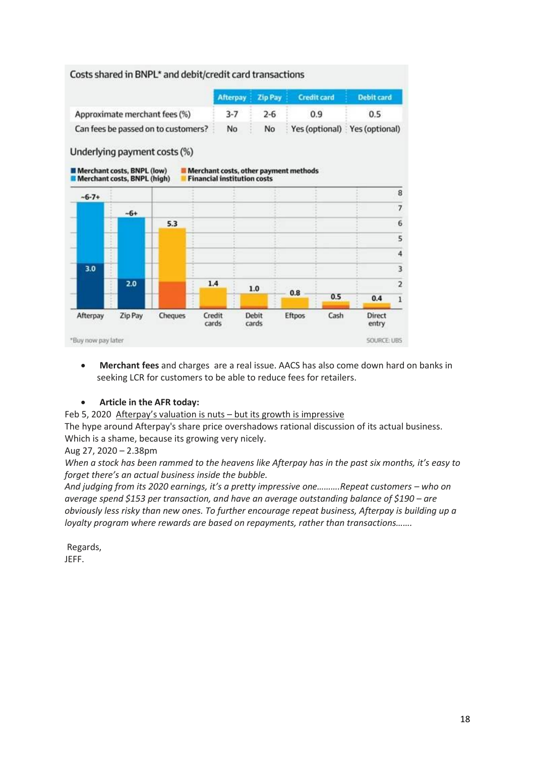Costs shared in BNPL* and debit/credit card transactions

| | Afterpay | Zip Pay | Credit card | Debit card |
|---|---|---|---|---|
| Approximate merchant fees (%) | 3-7 | 2-6 | 0.9 | 0.5 |
| Can fees be passed on to customers? | No | No | Yes (optional) | Yes (optional) |

Underlying payment costs (%)

Merchant costs, BNPL (low)
Merchant costs, BNPL (high)
Merchant costs, other payment methods
Financial institution costs

~6-7+
3.0
~6+
2.0
5.3
1.4
1.0
0.8
0.5
0.4

8
7
6
5
4
3
2
1

Afterpay
Zip Pay
Cheques
Credit cards
Debit cards
Eftpos
Cash
Direct entry

*Buy now pay later

SOURCE: UBS

- **Merchant fees** and charges are a real issue. AACS has also come down hard on banks in seeking LCR for customers to be able to reduce fees for retailers.

- **Article in the AFR today:**

Feb 5, 2020 Afterpay's valuation is nuts – but its growth is impressive
The hype around Afterpay's share price overshadows rational discussion of its actual business. Which is a shame, because its growing very nicely.
Aug 27, 2020 – 2.38pm
*When a stock has been rammed to the heavens like Afterpay has in the past six months, it's easy to forget there's an actual business inside the bubble.*
*And judging from its 2020 earnings, it's a pretty impressive one..........Repeat customers – who on average spend $153 per transaction, and have an average outstanding balance of $190 – are obviously less risky than new ones. To further encourage repeat business, Afterpay is building up a loyalty program where rewards are based on repayments, rather than transactions.......*

Regards,
JEFF.